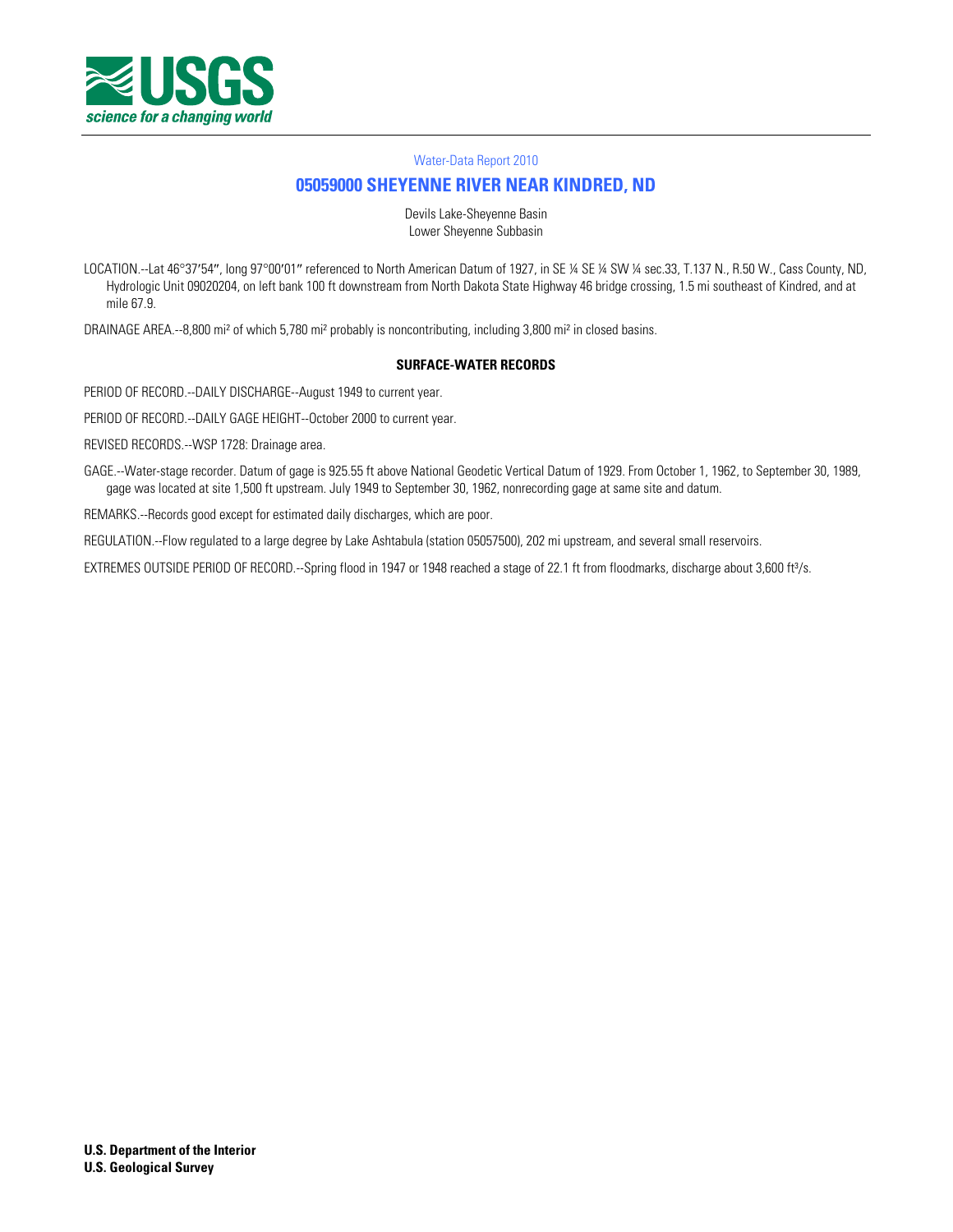Water-Data Report 2010

# 05059000 SHEYENNE RIVER NEAR KINDRED, ND

Devils Lake-Sheyenne Basin
Lower Sheyenne Subbasin

LOCATION.--Lat 46°37′54″, long 97°00′01″ referenced to North American Datum of 1927, in SE ¼ SE ¼ SW ¼ sec.33, T.137 N., R.50 W., Cass County, ND, Hydrologic Unit 09020204, on left bank 100 ft downstream from North Dakota State Highway 46 bridge crossing, 1.5 mi southeast of Kindred, and at mile 67.9.

DRAINAGE AREA.--8,800 mi² of which 5,780 mi² probably is noncontributing, including 3,800 mi² in closed basins.

## SURFACE-WATER RECORDS

PERIOD OF RECORD.--DAILY DISCHARGE--August 1949 to current year.

PERIOD OF RECORD.--DAILY GAGE HEIGHT--October 2000 to current year.

REVISED RECORDS.--WSP 1728: Drainage area.

GAGE.--Water-stage recorder. Datum of gage is 925.55 ft above National Geodetic Vertical Datum of 1929. From October 1, 1962, to September 30, 1989, gage was located at site 1,500 ft upstream. July 1949 to September 30, 1962, nonrecording gage at same site and datum.

REMARKS.--Records good except for estimated daily discharges, which are poor.

REGULATION.--Flow regulated to a large degree by Lake Ashtabula (station 05057500), 202 mi upstream, and several small reservoirs.

EXTREMES OUTSIDE PERIOD OF RECORD.--Spring flood in 1947 or 1948 reached a stage of 22.1 ft from floodmarks, discharge about 3,600 ft³/s.

**U.S. Department of the Interior**
**U.S. Geological Survey**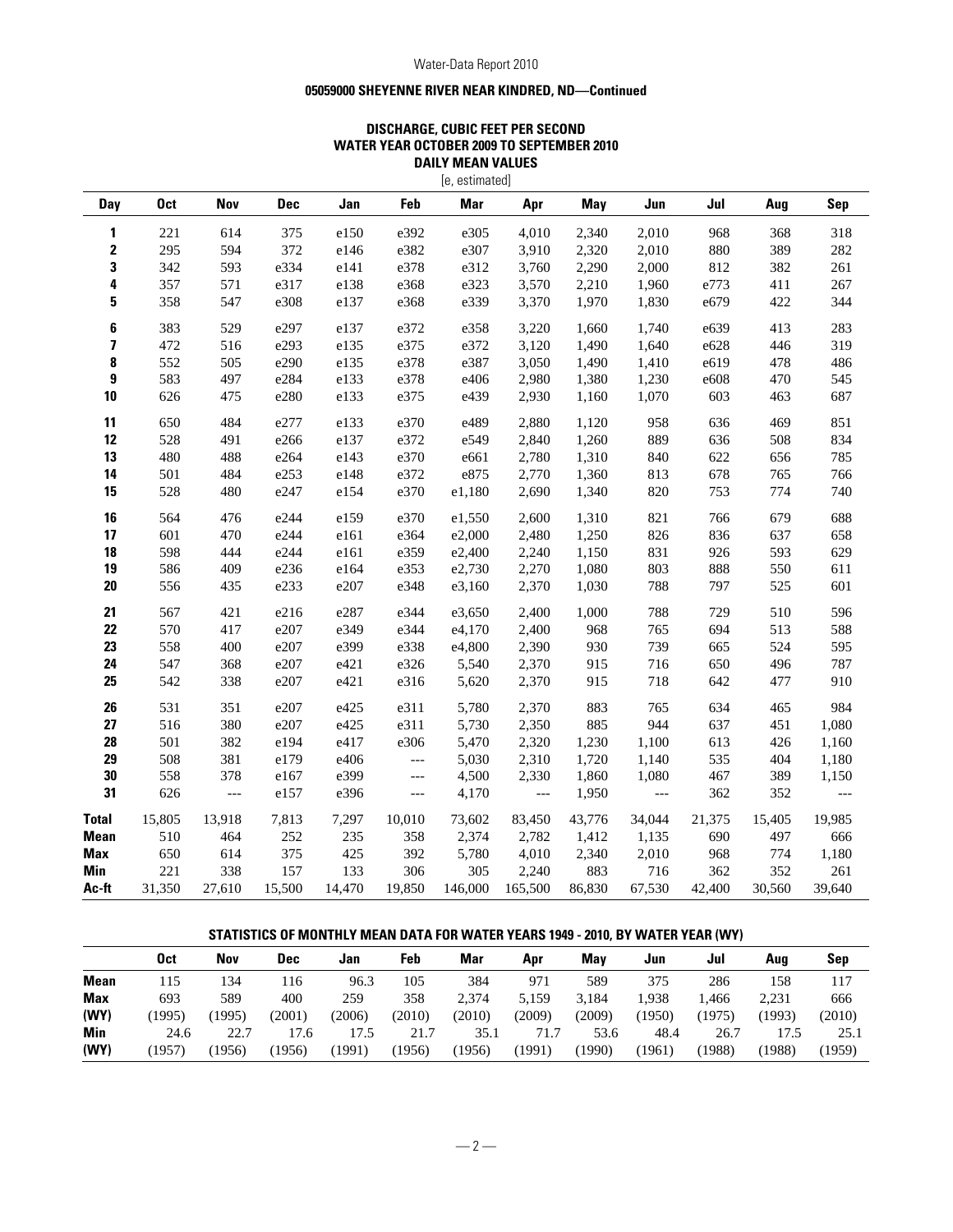### 05059000 SHEYENNE RIVER NEAR KINDRED, ND—Continued

**DISCHARGE, CUBIC FEET PER SECOND**
**WATER YEAR OCTOBER 2009 TO SEPTEMBER 2010**
**DAILY MEAN VALUES**
[e, estimated]

| Day | Oct | Nov | Dec | Jan | Feb | Mar | Apr | May | Jun | Jul | Aug | Sep |
|---|---|---|---|---|---|---|---|---|---|---|---|---|
| 1 | 221 | 614 | 375 | e150 | e392 | e305 | 4,010 | 2,340 | 2,010 | 968 | 368 | 318 |
| 2 | 295 | 594 | 372 | e146 | e382 | e307 | 3,910 | 2,320 | 2,010 | 880 | 389 | 282 |
| 3 | 342 | 593 | e334 | e141 | e378 | e312 | 3,760 | 2,290 | 2,000 | 812 | 382 | 261 |
| 4 | 357 | 571 | e317 | e138 | e368 | e323 | 3,570 | 2,210 | 1,960 | e773 | 411 | 267 |
| 5 | 358 | 547 | e308 | e137 | e368 | e339 | 3,370 | 1,970 | 1,830 | e679 | 422 | 344 |
| 6 | 383 | 529 | e297 | e137 | e372 | e358 | 3,220 | 1,660 | 1,740 | e639 | 413 | 283 |
| 7 | 472 | 516 | e293 | e135 | e375 | e372 | 3,120 | 1,490 | 1,640 | e628 | 446 | 319 |
| 8 | 552 | 505 | e290 | e135 | e378 | e387 | 3,050 | 1,490 | 1,410 | e619 | 478 | 486 |
| 9 | 583 | 497 | e284 | e133 | e378 | e406 | 2,980 | 1,380 | 1,230 | e608 | 470 | 545 |
| 10 | 626 | 475 | e280 | e133 | e375 | e439 | 2,930 | 1,160 | 1,070 | 603 | 463 | 687 |
| 11 | 650 | 484 | e277 | e133 | e370 | e489 | 2,880 | 1,120 | 958 | 636 | 469 | 851 |
| 12 | 528 | 491 | e266 | e137 | e372 | e549 | 2,840 | 1,260 | 889 | 636 | 508 | 834 |
| 13 | 480 | 488 | e264 | e143 | e370 | e661 | 2,780 | 1,310 | 840 | 622 | 656 | 785 |
| 14 | 501 | 484 | e253 | e148 | e372 | e875 | 2,770 | 1,360 | 813 | 678 | 765 | 766 |
| 15 | 528 | 480 | e247 | e154 | e370 | e1,180 | 2,690 | 1,340 | 820 | 753 | 774 | 740 |
| 16 | 564 | 476 | e244 | e159 | e370 | e1,550 | 2,600 | 1,310 | 821 | 766 | 679 | 688 |
| 17 | 601 | 470 | e244 | e161 | e364 | e2,000 | 2,480 | 1,250 | 826 | 836 | 637 | 658 |
| 18 | 598 | 444 | e244 | e161 | e359 | e2,400 | 2,240 | 1,150 | 831 | 926 | 593 | 629 |
| 19 | 586 | 409 | e236 | e164 | e353 | e2,730 | 2,270 | 1,080 | 803 | 888 | 550 | 611 |
| 20 | 556 | 435 | e233 | e207 | e348 | e3,160 | 2,370 | 1,030 | 788 | 797 | 525 | 601 |
| 21 | 567 | 421 | e216 | e287 | e344 | e3,650 | 2,400 | 1,000 | 788 | 729 | 510 | 596 |
| 22 | 570 | 417 | e207 | e349 | e344 | e4,170 | 2,400 | 968 | 765 | 694 | 513 | 588 |
| 23 | 558 | 400 | e207 | e399 | e338 | e4,800 | 2,390 | 930 | 739 | 665 | 524 | 595 |
| 24 | 547 | 368 | e207 | e421 | e326 | 5,540 | 2,370 | 915 | 716 | 650 | 496 | 787 |
| 25 | 542 | 338 | e207 | e421 | e316 | 5,620 | 2,370 | 915 | 718 | 642 | 477 | 910 |
| 26 | 531 | 351 | e207 | e425 | e311 | 5,780 | 2,370 | 883 | 765 | 634 | 465 | 984 |
| 27 | 516 | 380 | e207 | e425 | e311 | 5,730 | 2,350 | 885 | 944 | 637 | 451 | 1,080 |
| 28 | 501 | 382 | e194 | e417 | e306 | 5,470 | 2,320 | 1,230 | 1,100 | 613 | 426 | 1,160 |
| 29 | 508 | 381 | e179 | e406 | --- | 5,030 | 2,310 | 1,720 | 1,140 | 535 | 404 | 1,180 |
| 30 | 558 | 378 | e167 | e399 | --- | 4,500 | 2,330 | 1,860 | 1,080 | 467 | 389 | 1,150 |
| 31 | 626 | --- | e157 | e396 | --- | 4,170 | --- | 1,950 | --- | 362 | 352 | --- |
| **Total** | 15,805 | 13,918 | 7,813 | 7,297 | 10,010 | 73,602 | 83,450 | 43,776 | 34,044 | 21,375 | 15,405 | 19,985 |
| **Mean** | 510 | 464 | 252 | 235 | 358 | 2,374 | 2,782 | 1,412 | 1,135 | 690 | 497 | 666 |
| **Max** | 650 | 614 | 375 | 425 | 392 | 5,780 | 4,010 | 2,340 | 2,010 | 968 | 774 | 1,180 |
| **Min** | 221 | 338 | 157 | 133 | 306 | 305 | 2,240 | 883 | 716 | 362 | 352 | 261 |
| **Ac-ft** | 31,350 | 27,610 | 15,500 | 14,470 | 19,850 | 146,000 | 165,500 | 86,830 | 67,530 | 42,400 | 30,560 | 39,640 |

**STATISTICS OF MONTHLY MEAN DATA FOR WATER YEARS 1949 - 2010, BY WATER YEAR (WY)**

| | Oct | Nov | Dec | Jan | Feb | Mar | Apr | May | Jun | Jul | Aug | Sep |
|---|---|---|---|---|---|---|---|---|---|---|---|---|
| **Mean** | 115 | 134 | 116 | 96.3 | 105 | 384 | 971 | 589 | 375 | 286 | 158 | 117 |
| **Max** | 693 | 589 | 400 | 259 | 358 | 2,374 | 5,159 | 3,184 | 1,938 | 1,466 | 2,231 | 666 |
| **(WY)** | (1995) | (1995) | (2001) | (2006) | (2010) | (2010) | (2009) | (2009) | (1950) | (1975) | (1993) | (2010) |
| **Min** | 24.6 | 22.7 | 17.6 | 17.5 | 21.7 | 35.1 | 71.7 | 53.6 | 48.4 | 26.7 | 17.5 | 25.1 |
| **(WY)** | (1957) | (1956) | (1956) | (1991) | (1956) | (1956) | (1991) | (1990) | (1961) | (1988) | (1988) | (1959) |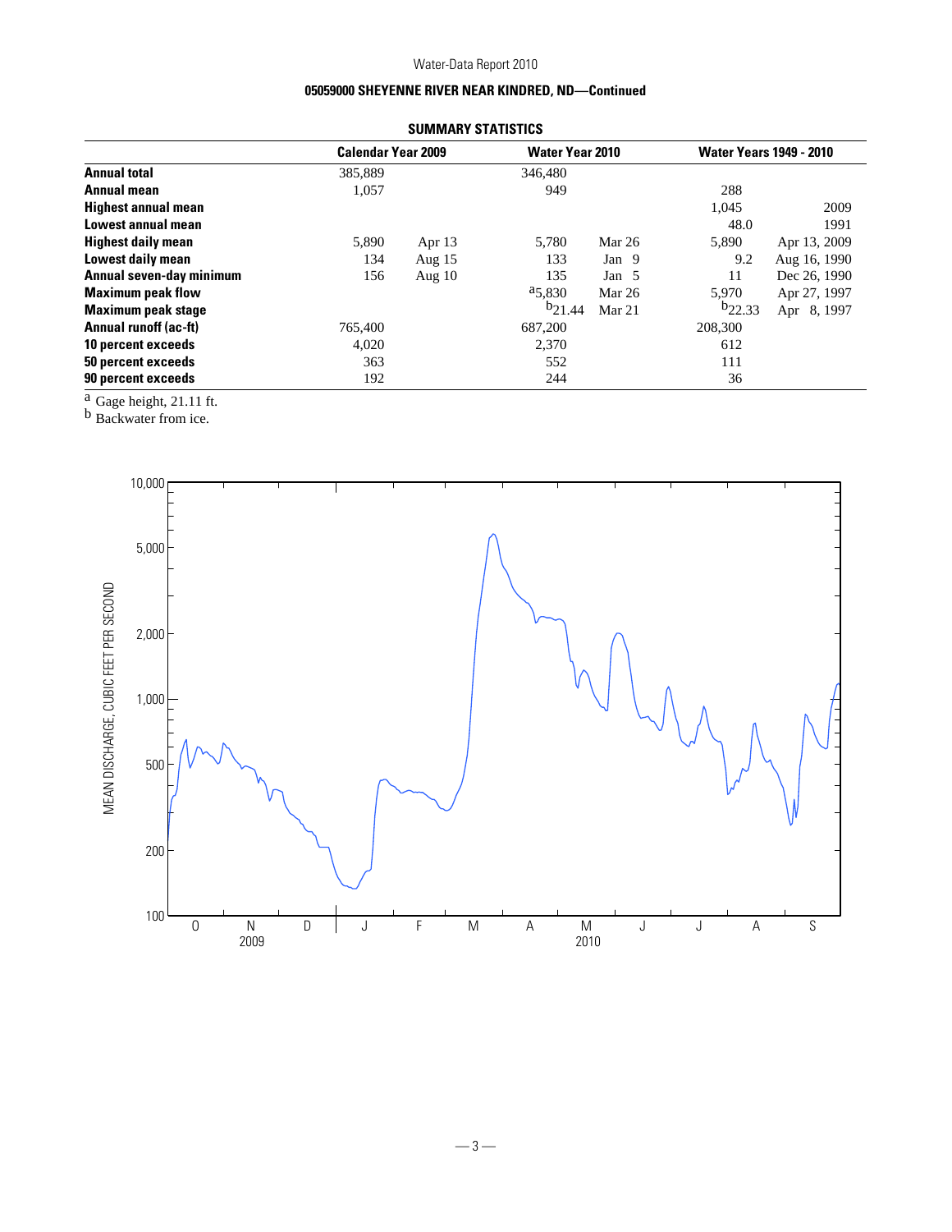## 05059000 SHEYENNE RIVER NEAR KINDRED, ND—Continued

### SUMMARY STATISTICS

| | Calendar Year 2009 | | Water Year 2010 | | Water Years 1949 - 2010 | |
|---|---|---|---|---|---|---|
| **Annual total** | 385,889 | | 346,480 | | | |
| **Annual mean** | 1,057 | | 949 | | 288 | |
| **Highest annual mean** | | | | | 1,045 | 2009 |
| **Lowest annual mean** | | | | | 48.0 | 1991 |
| **Highest daily mean** | 5,890 | Apr 13 | 5,780 | Mar 26 | 5,890 | Apr 13, 2009 |
| **Lowest daily mean** | 134 | Aug 15 | 133 | Jan 9 | 9.2 | Aug 16, 1990 |
| **Annual seven-day minimum** | 156 | Aug 10 | 135 | Jan 5 | 11 | Dec 26, 1990 |
| **Maximum peak flow** | | | [a]5,830 | Mar 26 | 5,970 | Apr 27, 1997 |
| **Maximum peak stage** | | | [b]21.44 | Mar 21 | [b]22.33 | Apr 8, 1997 |
| **Annual runoff (ac-ft)** | 765,400 | | 687,200 | | 208,300 | |
| **10 percent exceeds** | 4,020 | | 2,370 | | 612 | |
| **50 percent exceeds** | 363 | | 552 | | 111 | |
| **90 percent exceeds** | 192 | | 244 | | 36 | |

[a] Gage height, 21.11 ft.
[b] Backwater from ice.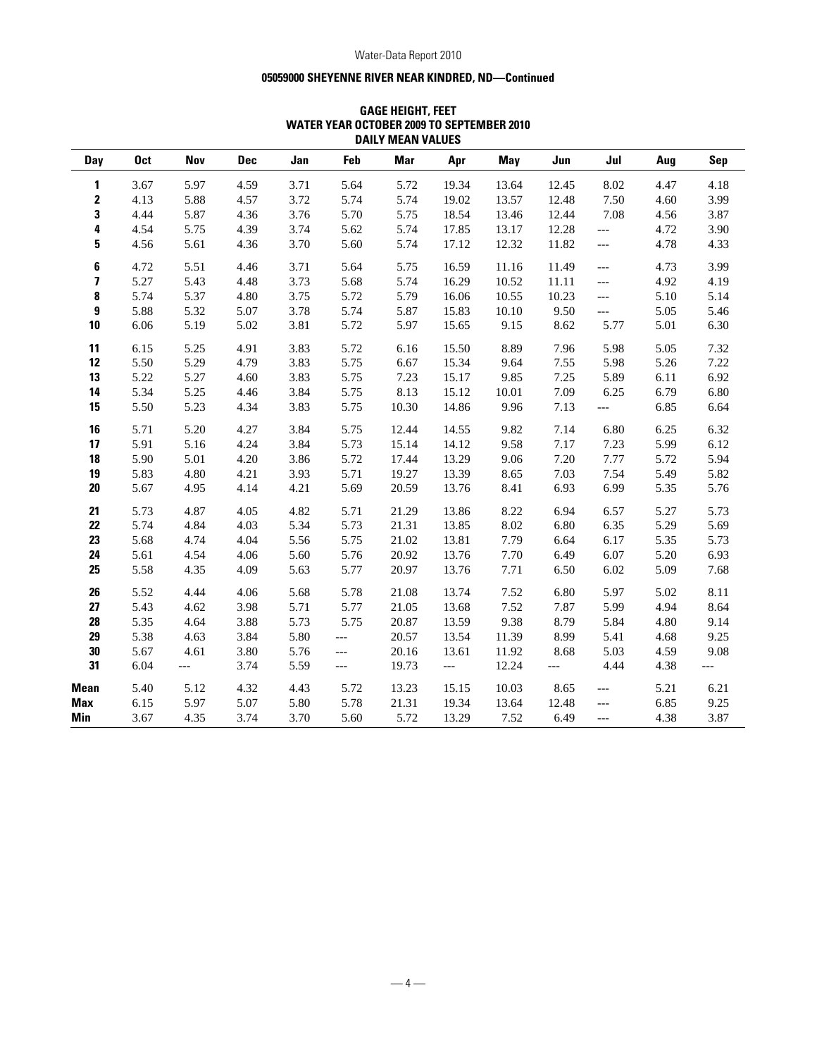## 05059000 SHEYENNE RIVER NEAR KINDRED, ND—Continued

### GAGE HEIGHT, FEET
### WATER YEAR OCTOBER 2009 TO SEPTEMBER 2010
### DAILY MEAN VALUES

| Day | Oct | Nov | Dec | Jan | Feb | Mar | Apr | May | Jun | Jul | Aug | Sep |
|---|---|---|---|---|---|---|---|---|---|---|---|---|
| 1 | 3.67 | 5.97 | 4.59 | 3.71 | 5.64 | 5.72 | 19.34 | 13.64 | 12.45 | 8.02 | 4.47 | 4.18 |
| 2 | 4.13 | 5.88 | 4.57 | 3.72 | 5.74 | 5.74 | 19.02 | 13.57 | 12.48 | 7.50 | 4.60 | 3.99 |
| 3 | 4.44 | 5.87 | 4.36 | 3.76 | 5.70 | 5.75 | 18.54 | 13.46 | 12.44 | 7.08 | 4.56 | 3.87 |
| 4 | 4.54 | 5.75 | 4.39 | 3.74 | 5.62 | 5.74 | 17.85 | 13.17 | 12.28 | --- | 4.72 | 3.90 |
| 5 | 4.56 | 5.61 | 4.36 | 3.70 | 5.60 | 5.74 | 17.12 | 12.32 | 11.82 | --- | 4.78 | 4.33 |
| 6 | 4.72 | 5.51 | 4.46 | 3.71 | 5.64 | 5.75 | 16.59 | 11.16 | 11.49 | --- | 4.73 | 3.99 |
| 7 | 5.27 | 5.43 | 4.48 | 3.73 | 5.68 | 5.74 | 16.29 | 10.52 | 11.11 | --- | 4.92 | 4.19 |
| 8 | 5.74 | 5.37 | 4.80 | 3.75 | 5.72 | 5.79 | 16.06 | 10.55 | 10.23 | --- | 5.10 | 5.14 |
| 9 | 5.88 | 5.32 | 5.07 | 3.78 | 5.74 | 5.87 | 15.83 | 10.10 | 9.50 | --- | 5.05 | 5.46 |
| 10 | 6.06 | 5.19 | 5.02 | 3.81 | 5.72 | 5.97 | 15.65 | 9.15 | 8.62 | 5.77 | 5.01 | 6.30 |
| 11 | 6.15 | 5.25 | 4.91 | 3.83 | 5.72 | 6.16 | 15.50 | 8.89 | 7.96 | 5.98 | 5.05 | 7.32 |
| 12 | 5.50 | 5.29 | 4.79 | 3.83 | 5.75 | 6.67 | 15.34 | 9.64 | 7.55 | 5.98 | 5.26 | 7.22 |
| 13 | 5.22 | 5.27 | 4.60 | 3.83 | 5.75 | 7.23 | 15.17 | 9.85 | 7.25 | 5.89 | 6.11 | 6.92 |
| 14 | 5.34 | 5.25 | 4.46 | 3.84 | 5.75 | 8.13 | 15.12 | 10.01 | 7.09 | 6.25 | 6.79 | 6.80 |
| 15 | 5.50 | 5.23 | 4.34 | 3.83 | 5.75 | 10.30 | 14.86 | 9.96 | 7.13 | --- | 6.85 | 6.64 |
| 16 | 5.71 | 5.20 | 4.27 | 3.84 | 5.75 | 12.44 | 14.55 | 9.82 | 7.14 | 6.80 | 6.25 | 6.32 |
| 17 | 5.91 | 5.16 | 4.24 | 3.84 | 5.73 | 15.14 | 14.12 | 9.58 | 7.17 | 7.23 | 5.99 | 6.12 |
| 18 | 5.90 | 5.01 | 4.20 | 3.86 | 5.72 | 17.44 | 13.29 | 9.06 | 7.20 | 7.77 | 5.72 | 5.94 |
| 19 | 5.83 | 4.80 | 4.21 | 3.93 | 5.71 | 19.27 | 13.39 | 8.65 | 7.03 | 7.54 | 5.49 | 5.82 |
| 20 | 5.67 | 4.95 | 4.14 | 4.21 | 5.69 | 20.59 | 13.76 | 8.41 | 6.93 | 6.99 | 5.35 | 5.76 |
| 21 | 5.73 | 4.87 | 4.05 | 4.82 | 5.71 | 21.29 | 13.86 | 8.22 | 6.94 | 6.57 | 5.27 | 5.73 |
| 22 | 5.74 | 4.84 | 4.03 | 5.34 | 5.73 | 21.31 | 13.85 | 8.02 | 6.80 | 6.35 | 5.29 | 5.69 |
| 23 | 5.68 | 4.74 | 4.04 | 5.56 | 5.75 | 21.02 | 13.81 | 7.79 | 6.64 | 6.17 | 5.35 | 5.73 |
| 24 | 5.61 | 4.54 | 4.06 | 5.60 | 5.76 | 20.92 | 13.76 | 7.70 | 6.49 | 6.07 | 5.20 | 6.93 |
| 25 | 5.58 | 4.35 | 4.09 | 5.63 | 5.77 | 20.97 | 13.76 | 7.71 | 6.50 | 6.02 | 5.09 | 7.68 |
| 26 | 5.52 | 4.44 | 4.06 | 5.68 | 5.78 | 21.08 | 13.74 | 7.52 | 6.80 | 5.97 | 5.02 | 8.11 |
| 27 | 5.43 | 4.62 | 3.98 | 5.71 | 5.77 | 21.05 | 13.68 | 7.52 | 7.87 | 5.99 | 4.94 | 8.64 |
| 28 | 5.35 | 4.64 | 3.88 | 5.73 | 5.75 | 20.87 | 13.59 | 9.38 | 8.79 | 5.84 | 4.80 | 9.14 |
| 29 | 5.38 | 4.63 | 3.84 | 5.80 | --- | 20.57 | 13.54 | 11.39 | 8.99 | 5.41 | 4.68 | 9.25 |
| 30 | 5.67 | 4.61 | 3.80 | 5.76 | --- | 20.16 | 13.61 | 11.92 | 8.68 | 5.03 | 4.59 | 9.08 |
| 31 | 6.04 | --- | 3.74 | 5.59 | --- | 19.73 | --- | 12.24 | --- | 4.44 | 4.38 | --- |
| **Mean** | 5.40 | 5.12 | 4.32 | 4.43 | 5.72 | 13.23 | 15.15 | 10.03 | 8.65 | --- | 5.21 | 6.21 |
| **Max** | 6.15 | 5.97 | 5.07 | 5.80 | 5.78 | 21.31 | 19.34 | 13.64 | 12.48 | --- | 6.85 | 9.25 |
| **Min** | 3.67 | 4.35 | 3.74 | 3.70 | 5.60 | 5.72 | 13.29 | 7.52 | 6.49 | --- | 4.38 | 3.87 |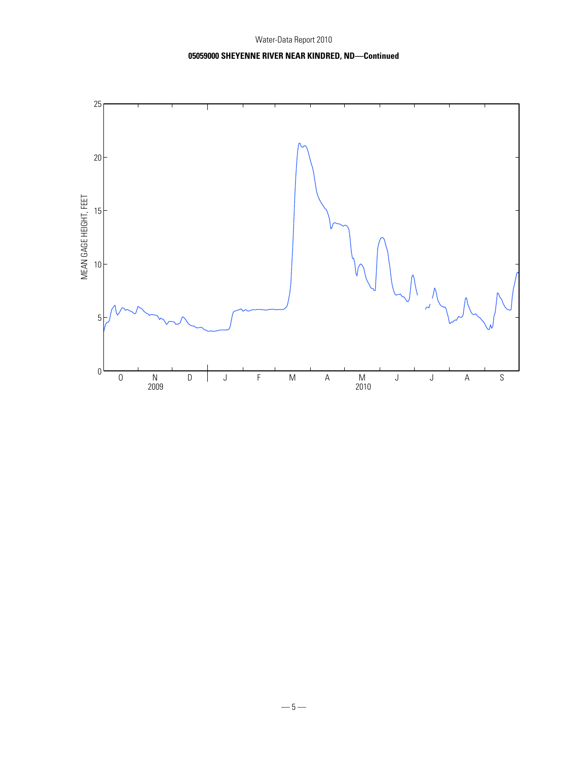**05059000 SHEYENNE RIVER NEAR KINDRED, ND—Continued**

MEAN GAGE HEIGHT, FEET

0, 5, 10, 15, 20, 25

O N D J F M A M J J A S

2009 2010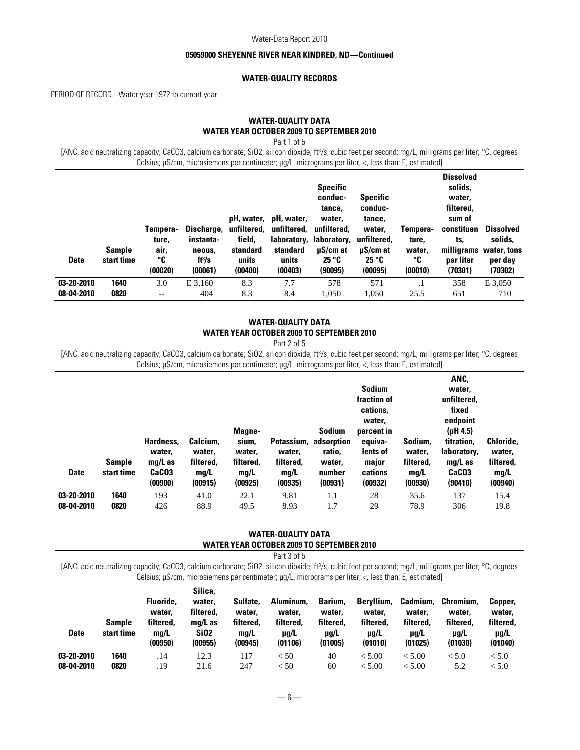**05059000 SHEYENNE RIVER NEAR KINDRED, ND—Continued**

## WATER-QUALITY RECORDS

PERIOD OF RECORD.--Water year 1972 to current year.

### WATER-QUALITY DATA
### WATER YEAR OCTOBER 2009 TO SEPTEMBER 2010

Part 1 of 5

[ANC, acid neutralizing capacity; CaCO3, calcium carbonate; SiO2, silicon dioxide; ft³/s, cubic feet per second; mg/L, milligrams per liter; °C, degrees Celsius; µS/cm, microsiemens per centimeter; µg/L, micrograms per liter; <, less than; E, estimated]

| Date | Sample start time | Temperature, air, °C (00020) | Discharge, instantaneous, ft³/s (00061) | pH, water, unfiltered, field, standard units (00400) | pH, water, unfiltered, laboratory, standard units (00403) | Specific conductance, water, unfiltered, laboratory, µS/cm at 25 °C (90095) | Specific conductance, water, unfiltered, µS/cm at 25 °C (00095) | Temperature, water, °C (00010) | Dissolved solids, water, filtered, sum of constituents, milligrams per liter (70301) | Dissolved solids, water, tons per day (70302) |
|---|---|---|---|---|---|---|---|---|---|---|
| **03-20-2010** | **1640** | 3.0 | E 3,160 | 8.3 | 7.7 | 578 | 571 | .1 | 358 | E 3,050 |
| **08-04-2010** | **0820** | -- | 404 | 8.3 | 8.4 | 1,050 | 1,050 | 25.5 | 651 | 710 |

### WATER-QUALITY DATA
### WATER YEAR OCTOBER 2009 TO SEPTEMBER 2010

Part 2 of 5

[ANC, acid neutralizing capacity; CaCO3, calcium carbonate; SiO2, silicon dioxide; ft³/s, cubic feet per second; mg/L, milligrams per liter; °C, degrees Celsius; µS/cm, microsiemens per centimeter; µg/L, micrograms per liter; <, less than; E, estimated]

| Date | Sample start time | Hardness, water, mg/L as CaCO3 (00900) | Calcium, water, filtered, mg/L (00915) | Magnesium, water, filtered, mg/L (00925) | Potassium, water, filtered, mg/L (00935) | Sodium adsorption ratio, water, number (00931) | Sodium fraction of cations, water, percent in equivalents of major cations (00932) | Sodium, water, filtered, mg/L (00930) | ANC, water, unfiltered, fixed endpoint (pH 4.5) titration, laboratory, mg/L as CaCO3 (90410) | Chloride, water, filtered, mg/L (00940) |
|---|---|---|---|---|---|---|---|---|---|---|
| **03-20-2010** | **1640** | 193 | 41.0 | 22.1 | 9.81 | 1.1 | 28 | 35.6 | 137 | 15.4 |
| **08-04-2010** | **0820** | 426 | 88.9 | 49.5 | 8.93 | 1.7 | 29 | 78.9 | 306 | 19.8 |

### WATER-QUALITY DATA
### WATER YEAR OCTOBER 2009 TO SEPTEMBER 2010

Part 3 of 5

[ANC, acid neutralizing capacity; CaCO3, calcium carbonate; SiO2, silicon dioxide; ft³/s, cubic feet per second; mg/L, milligrams per liter; °C, degrees Celsius; µS/cm, microsiemens per centimeter; µg/L, micrograms per liter; <, less than; E, estimated]

| Date | Sample start time | Fluoride, water, filtered, mg/L (00950) | Silica, water, filtered, mg/L as SiO2 (00955) | Sulfate, water, filtered, mg/L (00945) | Aluminum, water, filtered, µg/L (01106) | Barium, water, filtered, µg/L (01005) | Beryllium, water, filtered, µg/L (01010) | Cadmium, water, filtered, µg/L (01025) | Chromium, water, filtered, µg/L (01030) | Copper, water, filtered, µg/L (01040) |
|---|---|---|---|---|---|---|---|---|---|---|
| **03-20-2010** | **1640** | .14 | 12.3 | 117 | < 50 | 40 | < 5.00 | < 5.00 | < 5.0 | < 5.0 |
| **08-04-2010** | **0820** | .19 | 21.6 | 247 | < 50 | 60 | < 5.00 | < 5.00 | 5.2 | < 5.0 |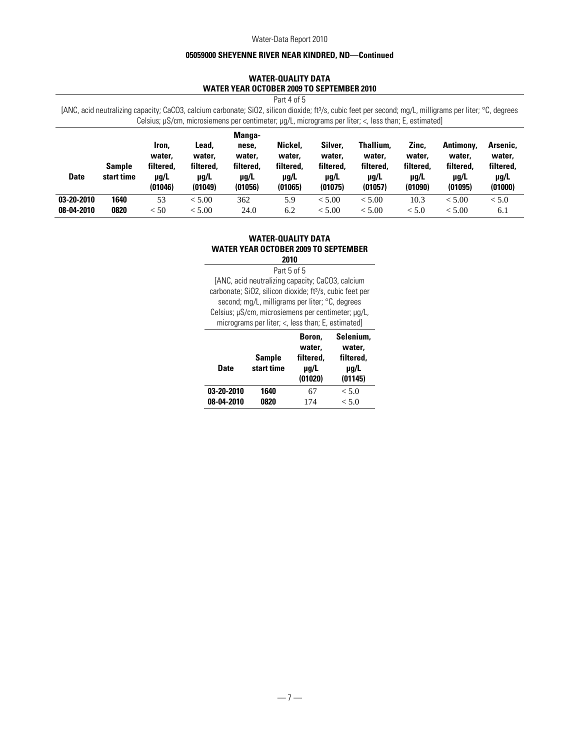**05059000 SHEYENNE RIVER NEAR KINDRED, ND—Continued**

**WATER-QUALITY DATA**
**WATER YEAR OCTOBER 2009 TO SEPTEMBER 2010**

Part 4 of 5

[ANC, acid neutralizing capacity; $CaCO_3$, calcium carbonate; $SiO_2$, silicon dioxide; $ft^3/s$, cubic feet per second; mg/L, milligrams per liter; °C, degrees Celsius; μS/cm, microsiemens per centimeter; μg/L, micrograms per liter; <, less than; E, estimated]

| Date | Sample start time | Iron, water, filtered, μg/L (01046) | Lead, water, filtered, μg/L (01049) | Manga­nese, water, filtered, μg/L (01056) | Nickel, water, filtered, μg/L (01065) | Silver, water, filtered, μg/L (01075) | Thallium, water, filtered, μg/L (01057) | Zinc, water, filtered, μg/L (01090) | Antimony, water, filtered, μg/L (01095) | Arsenic, water, filtered, μg/L (01000) |
|---|---|---|---|---|---|---|---|---|---|---|
| **03-20-2010** | **1640** | 53 | < 5.00 | 362 | 5.9 | < 5.00 | < 5.00 | 10.3 | < 5.00 | < 5.0 |
| **08-04-2010** | **0820** | < 50 | < 5.00 | 24.0 | 6.2 | < 5.00 | < 5.00 | < 5.0 | < 5.00 | 6.1 |

**WATER-QUALITY DATA**
**WATER YEAR OCTOBER 2009 TO SEPTEMBER 2010**

Part 5 of 5

[ANC, acid neutralizing capacity; $CaCO_3$, calcium carbonate; $SiO_2$, silicon dioxide; $ft^3/s$, cubic feet per second; mg/L, milligrams per liter; °C, degrees Celsius; μS/cm, microsiemens per centimeter; μg/L, micrograms per liter; <, less than; E, estimated]

| Date | Sample start time | Boron, water, filtered, μg/L (01020) | Selenium, water, filtered, μg/L (01145) |
|---|---|---|---|
| **03-20-2010** | **1640** | 67 | < 5.0 |
| **08-04-2010** | **0820** | 174 | < 5.0 |